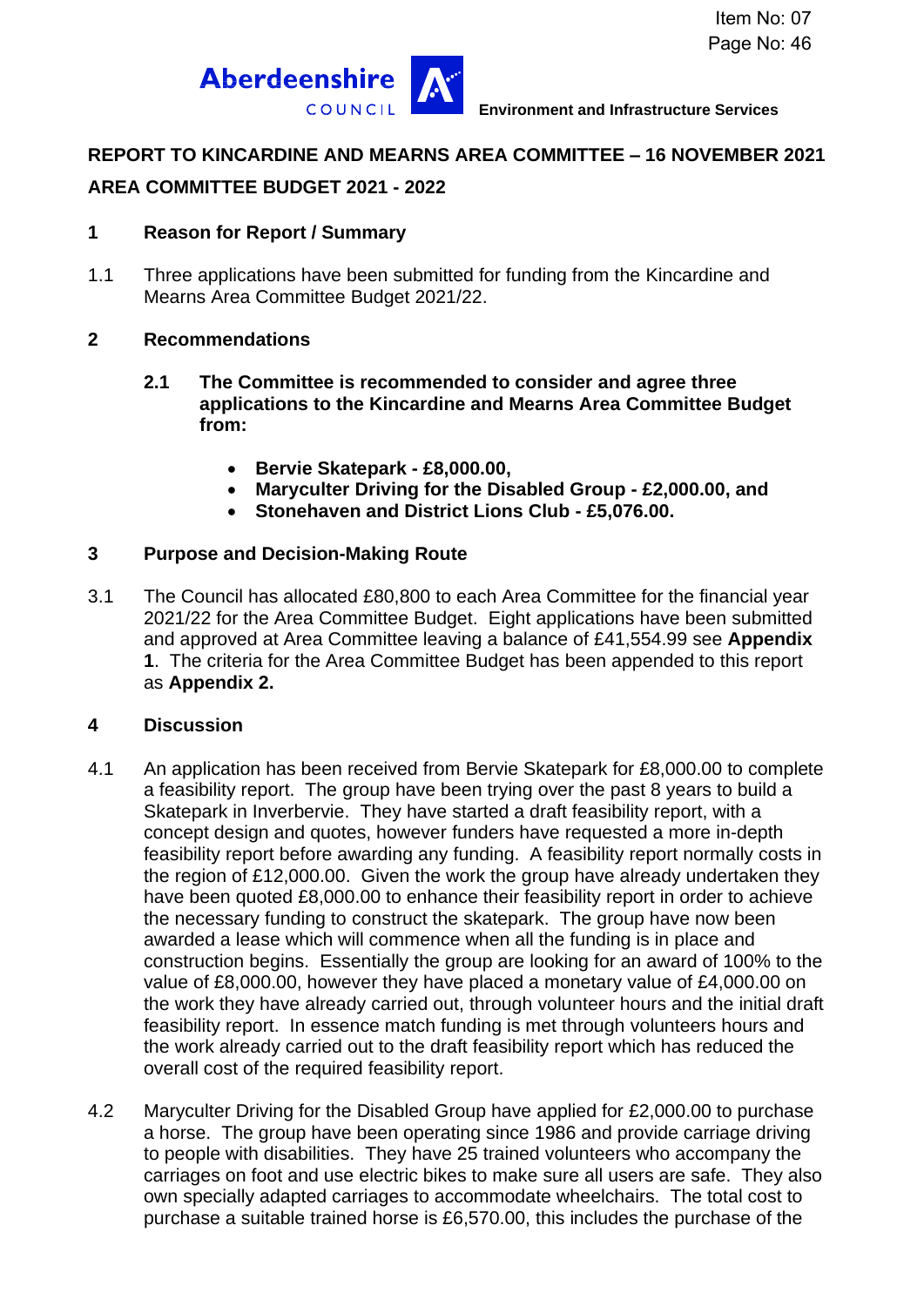Item No: 07
Page No: 46

Aberdeenshire COUNCIL

Environment and Infrastructure Services

## REPORT TO KINCARDINE AND MEARNS AREA COMMITTEE – 16 NOVEMBER 2021

## AREA COMMITTEE BUDGET 2021 - 2022

### 1 Reason for Report / Summary

1.1 Three applications have been submitted for funding from the Kincardine and Mearns Area Committee Budget 2021/22.

### 2 Recommendations

**2.1 The Committee is recommended to consider and agree three applications to the Kincardine and Mearns Area Committee Budget from:**

- **Bervie Skatepark - £8,000.00,**
- **Maryculter Driving for the Disabled Group - £2,000.00, and**
- **Stonehaven and District Lions Club - £5,076.00.**

### 3 Purpose and Decision-Making Route

3.1 The Council has allocated £80,800 to each Area Committee for the financial year 2021/22 for the Area Committee Budget. Eight applications have been submitted and approved at Area Committee leaving a balance of £41,554.99 see **Appendix 1**. The criteria for the Area Committee Budget has been appended to this report as **Appendix 2.**

### 4 Discussion

4.1 An application has been received from Bervie Skatepark for £8,000.00 to complete a feasibility report. The group have been trying over the past 8 years to build a Skatepark in Inverbervie. They have started a draft feasibility report, with a concept design and quotes, however funders have requested a more in-depth feasibility report before awarding any funding. A feasibility report normally costs in the region of £12,000.00. Given the work the group have already undertaken they have been quoted £8,000.00 to enhance their feasibility report in order to achieve the necessary funding to construct the skatepark. The group have now been awarded a lease which will commence when all the funding is in place and construction begins. Essentially the group are looking for an award of 100% to the value of £8,000.00, however they have placed a monetary value of £4,000.00 on the work they have already carried out, through volunteer hours and the initial draft feasibility report. In essence match funding is met through volunteers hours and the work already carried out to the draft feasibility report which has reduced the overall cost of the required feasibility report.

4.2 Maryculter Driving for the Disabled Group have applied for £2,000.00 to purchase a horse. The group have been operating since 1986 and provide carriage driving to people with disabilities. They have 25 trained volunteers who accompany the carriages on foot and use electric bikes to make sure all users are safe. They also own specially adapted carriages to accommodate wheelchairs. The total cost to purchase a suitable trained horse is £6,570.00, this includes the purchase of the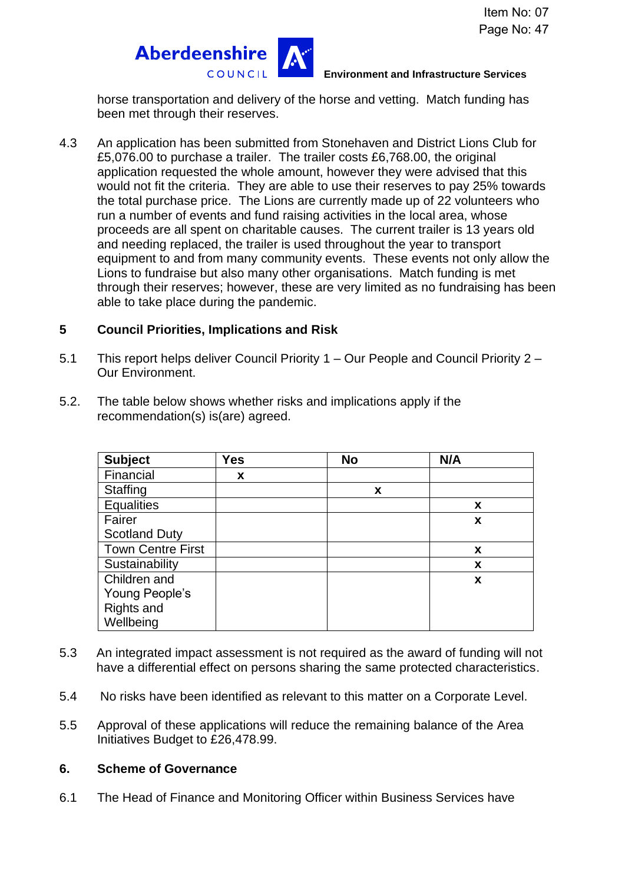horse transportation and delivery of the horse and vetting. Match funding has been met through their reserves.

4.3 An application has been submitted from Stonehaven and District Lions Club for £5,076.00 to purchase a trailer. The trailer costs £6,768.00, the original application requested the whole amount, however they were advised that this would not fit the criteria. They are able to use their reserves to pay 25% towards the total purchase price. The Lions are currently made up of 22 volunteers who run a number of events and fund raising activities in the local area, whose proceeds are all spent on charitable causes. The current trailer is 13 years old and needing replaced, the trailer is used throughout the year to transport equipment to and from many community events. These events not only allow the Lions to fundraise but also many other organisations. Match funding is met through their reserves; however, these are very limited as no fundraising has been able to take place during the pandemic.

## 5 Council Priorities, Implications and Risk

5.1 This report helps deliver Council Priority 1 – Our People and Council Priority 2 – Our Environment.

5.2. The table below shows whether risks and implications apply if the recommendation(s) is(are) agreed.

| Subject | Yes | No | N/A |
|---|---|---|---|
| Financial | x | | |
| Staffing | | x | |
| Equalities | | | x |
| Fairer Scotland Duty | | | x |
| Town Centre First | | | x |
| Sustainability | | | x |
| Children and Young People's Rights and Wellbeing | | | x |

5.3 An integrated impact assessment is not required as the award of funding will not have a differential effect on persons sharing the same protected characteristics.

5.4 No risks have been identified as relevant to this matter on a Corporate Level.

5.5 Approval of these applications will reduce the remaining balance of the Area Initiatives Budget to £26,478.99.

## 6. Scheme of Governance

6.1 The Head of Finance and Monitoring Officer within Business Services have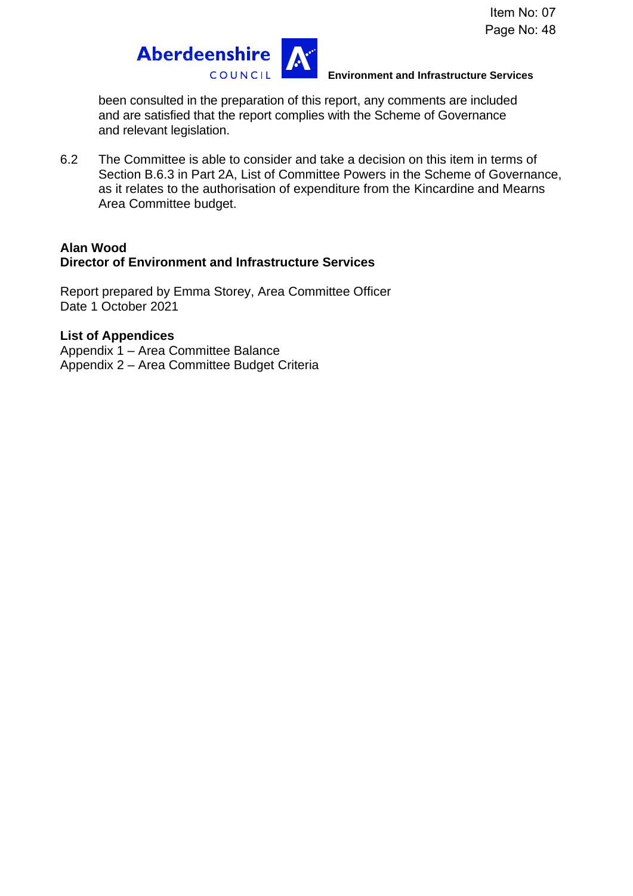been consulted in the preparation of this report, any comments are included and are satisfied that the report complies with the Scheme of Governance and relevant legislation.

6.2 The Committee is able to consider and take a decision on this item in terms of Section B.6.3 in Part 2A, List of Committee Powers in the Scheme of Governance, as it relates to the authorisation of expenditure from the Kincardine and Mearns Area Committee budget.

**Alan Wood**
**Director of Environment and Infrastructure Services**

Report prepared by Emma Storey, Area Committee Officer
Date 1 October 2021

**List of Appendices**
Appendix 1 – Area Committee Balance
Appendix 2 – Area Committee Budget Criteria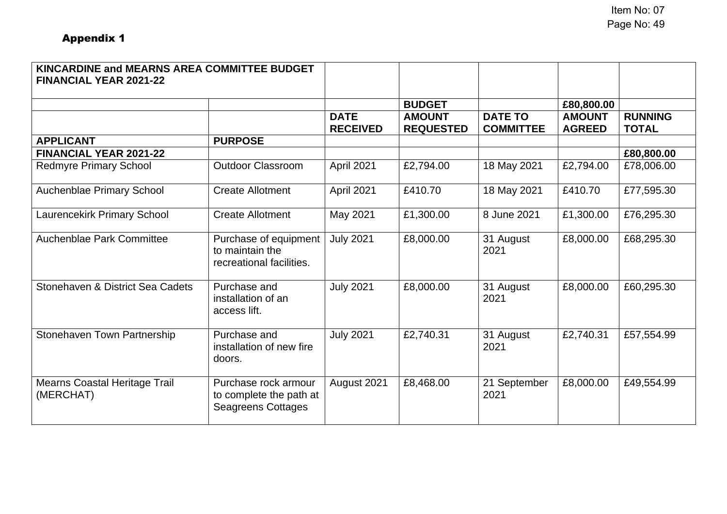## Appendix 1

| KINCARDINE and MEARNS AREA COMMITTEE BUDGET FINANCIAL YEAR 2021-22 | | | | | | |
|---|---|---|---|---|---|---|
| | | | **BUDGET** | | **£80,800.00** | |
| | | **DATE RECEIVED** | **AMOUNT REQUESTED** | **DATE TO COMMITTEE** | **AMOUNT AGREED** | **RUNNING TOTAL** |
| **APPLICANT** | **PURPOSE** | | | | | |
| **FINANCIAL YEAR 2021-22** | | | | | | **£80,800.00** |
| Redmyre Primary School | Outdoor Classroom | April 2021 | £2,794.00 | 18 May 2021 | £2,794.00 | £78,006.00 |
| Auchenblae Primary School | Create Allotment | April 2021 | £410.70 | 18 May 2021 | £410.70 | £77,595.30 |
| Laurencekirk Primary School | Create Allotment | May 2021 | £1,300.00 | 8 June 2021 | £1,300.00 | £76,295.30 |
| Auchenblae Park Committee | Purchase of equipment to maintain the recreational facilities. | July 2021 | £8,000.00 | 31 August 2021 | £8,000.00 | £68,295.30 |
| Stonehaven & District Sea Cadets | Purchase and installation of an access lift. | July 2021 | £8,000.00 | 31 August 2021 | £8,000.00 | £60,295.30 |
| Stonehaven Town Partnership | Purchase and installation of new fire doors. | July 2021 | £2,740.31 | 31 August 2021 | £2,740.31 | £57,554.99 |
| Mearns Coastal Heritage Trail (MERCHAT) | Purchase rock armour to complete the path at Seagreens Cottages | August 2021 | £8,468.00 | 21 September 2021 | £8,000.00 | £49,554.99 |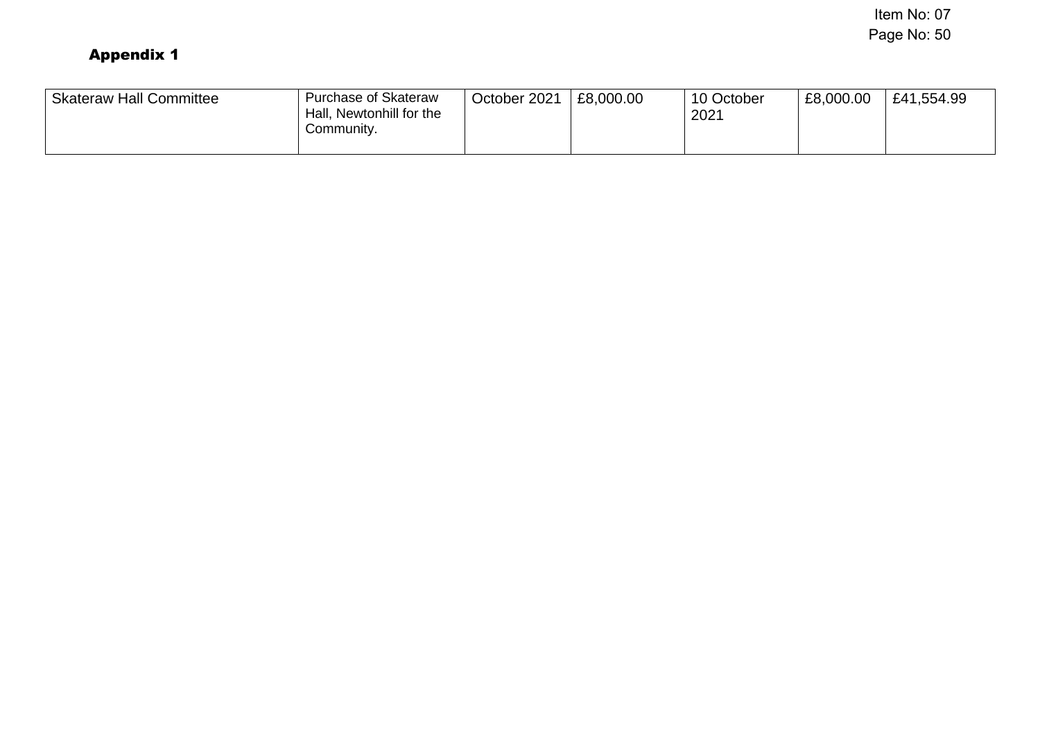## Appendix 1

| | | | | | | |
|---|---|---|---|---|---|---|
| Skateraw Hall Committee | Purchase of Skateraw Hall, Newtonhill for the Community. | October 2021 | £8,000.00 | 10 October 2021 | £8,000.00 | £41,554.99 |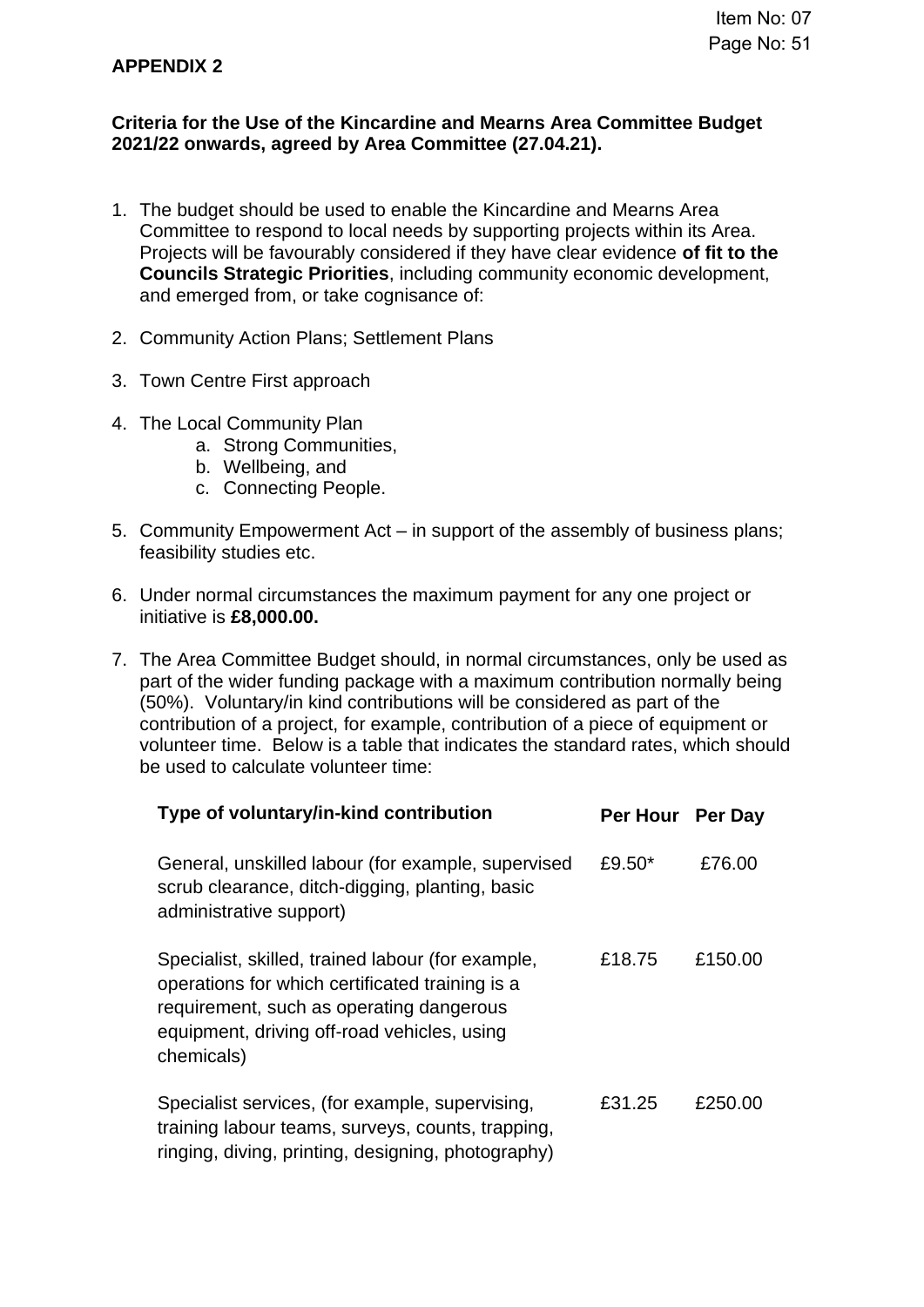**APPENDIX 2**

**Criteria for the Use of the Kincardine and Mearns Area Committee Budget 2021/22 onwards, agreed by Area Committee (27.04.21).**

1. The budget should be used to enable the Kincardine and Mearns Area Committee to respond to local needs by supporting projects within its Area. Projects will be favourably considered if they have clear evidence **of fit to the Councils Strategic Priorities**, including community economic development, and emerged from, or take cognisance of:

2. Community Action Plans; Settlement Plans

3. Town Centre First approach

4. The Local Community Plan
   a. Strong Communities,
   b. Wellbeing, and
   c. Connecting People.

5. Community Empowerment Act – in support of the assembly of business plans; feasibility studies etc.

6. Under normal circumstances the maximum payment for any one project or initiative is **£8,000.00.**

7. The Area Committee Budget should, in normal circumstances, only be used as part of the wider funding package with a maximum contribution normally being (50%). Voluntary/in kind contributions will be considered as part of the contribution of a project, for example, contribution of a piece of equipment or volunteer time. Below is a table that indicates the standard rates, which should be used to calculate volunteer time:

| Type of voluntary/in-kind contribution | Per Hour | Per Day |
|---|---|---|
| General, unskilled labour (for example, supervised scrub clearance, ditch-digging, planting, basic administrative support) | £9.50* | £76.00 |
| Specialist, skilled, trained labour (for example, operations for which certificated training is a requirement, such as operating dangerous equipment, driving off-road vehicles, using chemicals) | £18.75 | £150.00 |
| Specialist services, (for example, supervising, training labour teams, surveys, counts, trapping, ringing, diving, printing, designing, photography) | £31.25 | £250.00 |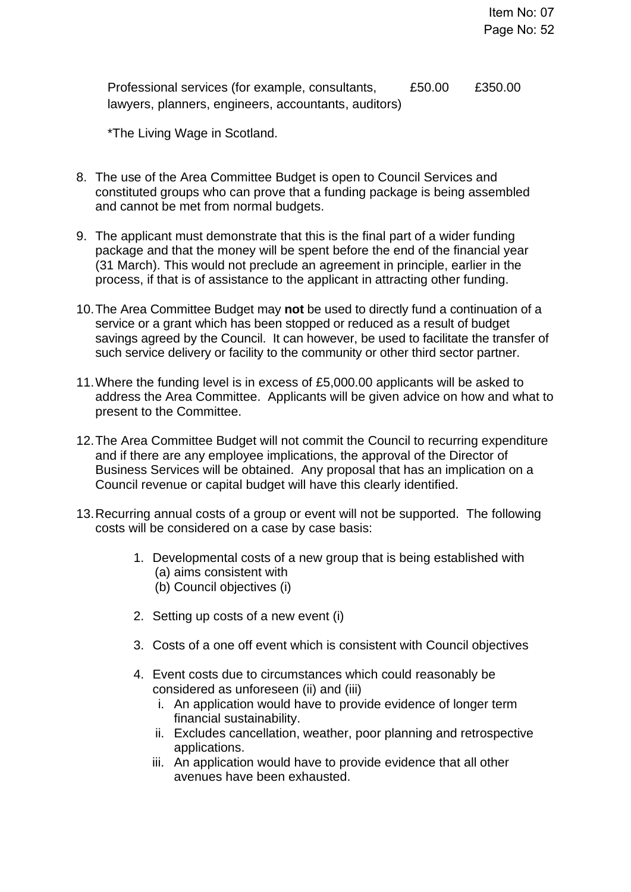| | | |
|---|---|---|
| Professional services (for example, consultants, lawyers, planners, engineers, accountants, auditors) | £50.00 | £350.00 |

*The Living Wage in Scotland.

8. The use of the Area Committee Budget is open to Council Services and constituted groups who can prove that a funding package is being assembled and cannot be met from normal budgets.

9. The applicant must demonstrate that this is the final part of a wider funding package and that the money will be spent before the end of the financial year (31 March). This would not preclude an agreement in principle, earlier in the process, if that is of assistance to the applicant in attracting other funding.

10. The Area Committee Budget may **not** be used to directly fund a continuation of a service or a grant which has been stopped or reduced as a result of budget savings agreed by the Council. It can however, be used to facilitate the transfer of such service delivery or facility to the community or other third sector partner.

11. Where the funding level is in excess of £5,000.00 applicants will be asked to address the Area Committee. Applicants will be given advice on how and what to present to the Committee.

12. The Area Committee Budget will not commit the Council to recurring expenditure and if there are any employee implications, the approval of the Director of Business Services will be obtained. Any proposal that has an implication on a Council revenue or capital budget will have this clearly identified.

13. Recurring annual costs of a group or event will not be supported. The following costs will be considered on a case by case basis:

    1. Developmental costs of a new group that is being established with
       (a) aims consistent with
       (b) Council objectives (i)

    2. Setting up costs of a new event (i)

    3. Costs of a one off event which is consistent with Council objectives

    4. Event costs due to circumstances which could reasonably be considered as unforeseen (ii) and (iii)
       i. An application would have to provide evidence of longer term financial sustainability.
       ii. Excludes cancellation, weather, poor planning and retrospective applications.
       iii. An application would have to provide evidence that all other avenues have been exhausted.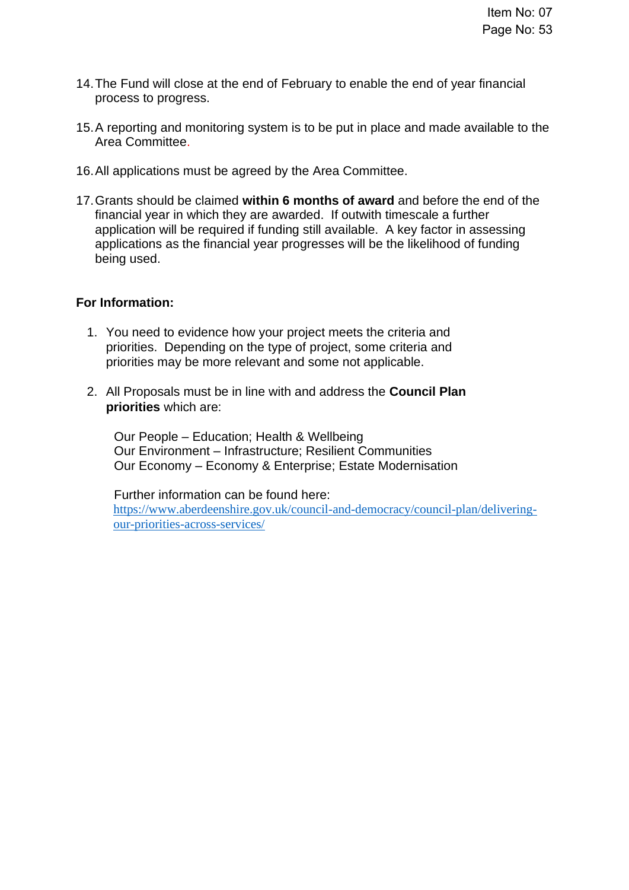14. The Fund will close at the end of February to enable the end of year financial process to progress.

15. A reporting and monitoring system is to be put in place and made available to the Area Committee.

16. All applications must be agreed by the Area Committee.

17. Grants should be claimed **within 6 months of award** and before the end of the financial year in which they are awarded. If outwith timescale a further application will be required if funding still available. A key factor in assessing applications as the financial year progresses will be the likelihood of funding being used.

**For Information:**

1. You need to evidence how your project meets the criteria and priorities. Depending on the type of project, some criteria and priorities may be more relevant and some not applicable.

2. All Proposals must be in line with and address the **Council Plan priorities** which are:

   Our People – Education; Health & Wellbeing
   Our Environment – Infrastructure; Resilient Communities
   Our Economy – Economy & Enterprise; Estate Modernisation

   Further information can be found here:
   https://www.aberdeenshire.gov.uk/council-and-democracy/council-plan/delivering-our-priorities-across-services/